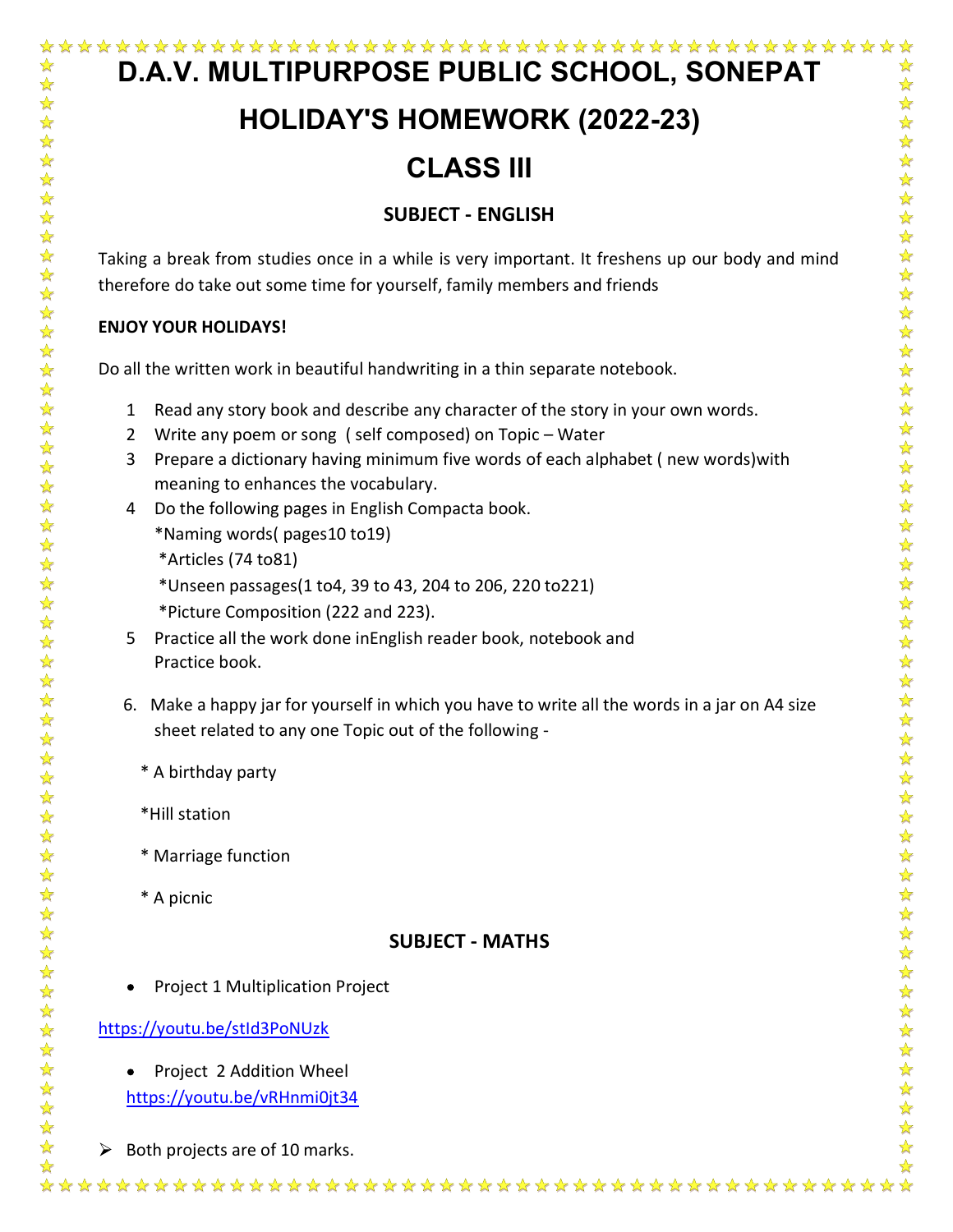# D.A.V. MULTIPURPOSE PUBLIC SCHOOL, SONEPAT

# HOLIDAY'S HOMEWORK (2022-23)

# CLASS III

## SUBJECT - ENGLISH

Taking a break from studies once in a while is very important. It freshens up our body and mind therefore do take out some time for yourself, family members and friends

**ENJOY YOUR HOLIDAYS!**

Do all the written work in beautiful handwriting in a thin separate notebook.

1. Read any story book and describe any character of the story in your own words.
2. Write any poem or song ( self composed) on Topic – Water
3. Prepare a dictionary having minimum five words of each alphabet ( new words)with meaning to enhances the vocabulary.
4. Do the following pages in English Compacta book.
   *Naming words( pages10 to19)
   *Articles (74 to81)
   *Unseen passages(1 to4, 39 to 43, 204 to 206, 220 to221)
   *Picture Composition (222 and 223).
5. Practice all the work done inEnglish reader book, notebook and Practice book.
6. Make a happy jar for yourself in which you have to write all the words in a jar on A4 size sheet related to any one Topic out of the following -

   * A birthday party
   *Hill station
   * Marriage function
   * A picnic

## SUBJECT - MATHS

- Project 1 Multiplication Project

https://youtu.be/stId3PoNUzk

- Project 2 Addition Wheel
  https://youtu.be/vRHnmi0jt34

➢ Both projects are of 10 marks.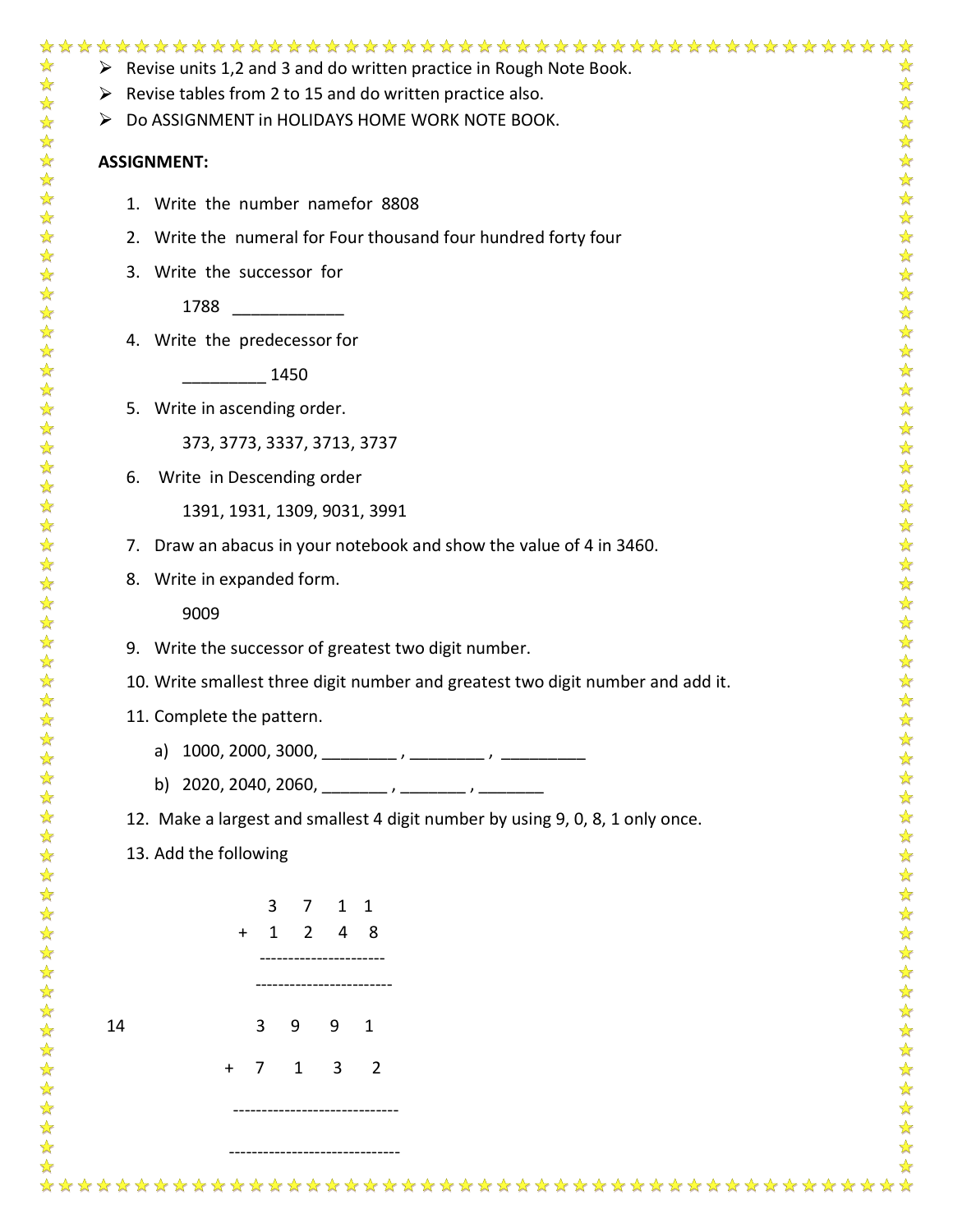- Revise units 1,2 and 3 and do written practice in Rough Note Book.
- Revise tables from 2 to 15 and do written practice also.
- Do ASSIGNMENT in HOLIDAYS HOME WORK NOTE BOOK.

**ASSIGNMENT:**

1. Write the number namefor 8808
2. Write the numeral for Four thousand four hundred forty four
3. Write the successor for

   1788 ____________
4. Write the predecessor for

   _________ 1450
5. Write in ascending order.

   373, 3773, 3337, 3713, 3737
6. Write in Descending order

   1391, 1931, 1309, 9031, 3991
7. Draw an abacus in your notebook and show the value of 4 in 3460.
8. Write in expanded form.

   9009
9. Write the successor of greatest two digit number.
10. Write smallest three digit number and greatest two digit number and add it.
11. Complete the pattern.
    a) 1000, 2000, 3000, ________ , ________ , _________
    b) 2020, 2040, 2060, _______ , _______ , _______
12. Make a largest and smallest 4 digit number by using 9, 0, 8, 1 only once.
13. Add the following

```
      3  7  1  1
    + 1  2  4  8
    ----------------
    ----------------
```

14.

```
      3  9  9  1
    + 7  1  3  2
    ----------------
    ----------------
```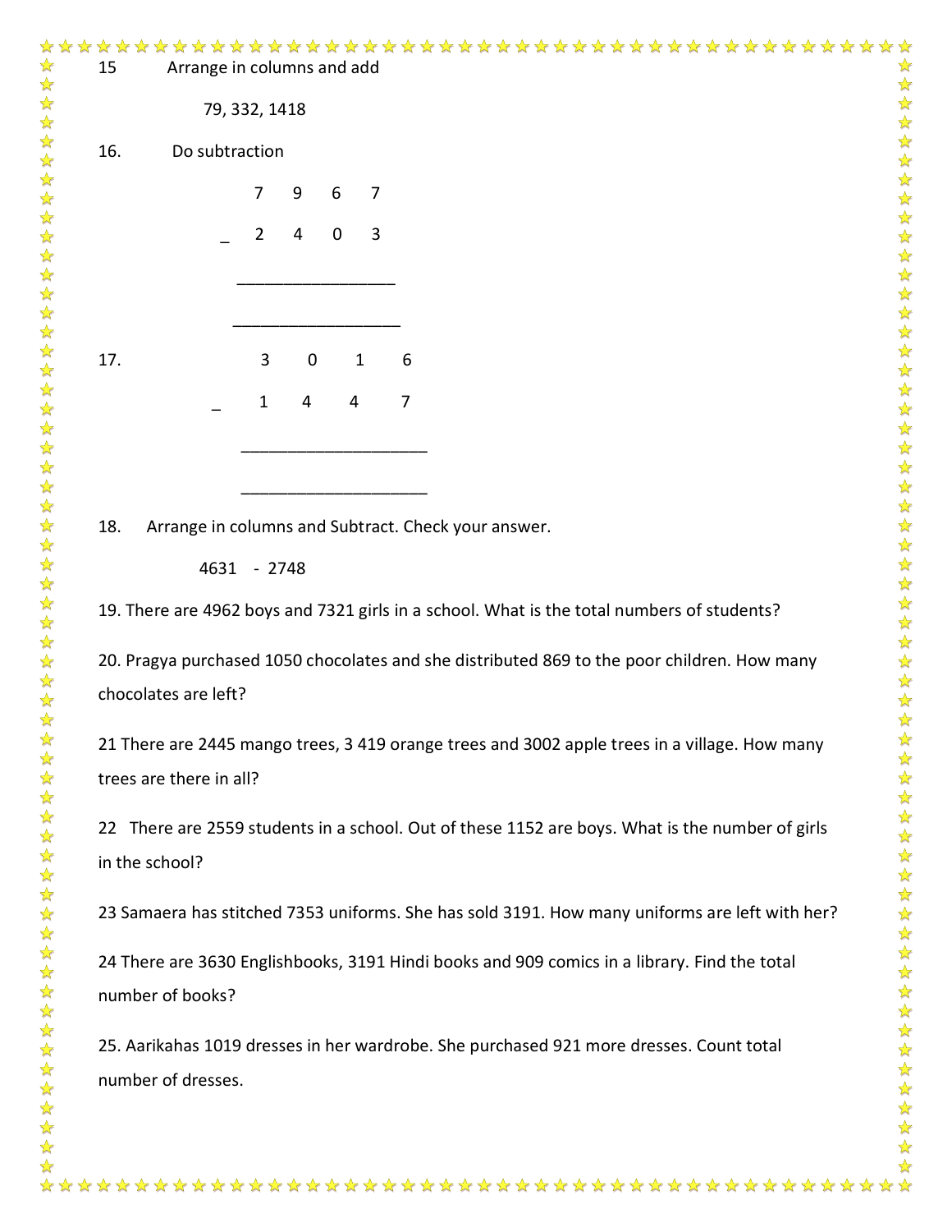15 Arrange in columns and add

79, 332, 1418

16. Do subtraction

```
    7   9   6   7
_   2   4   0   3
_________________
_________________
```

17.

```
    3   0   1   6
_   1   4   4   7
_________________
_________________
```

18. Arrange in columns and Subtract. Check your answer.

4631 - 2748

19. There are 4962 boys and 7321 girls in a school. What is the total numbers of students?

20. Pragya purchased 1050 chocolates and she distributed 869 to the poor children. How many chocolates are left?

21 There are 2445 mango trees, 3 419 orange trees and 3002 apple trees in a village. How many trees are there in all?

22 There are 2559 students in a school. Out of these 1152 are boys. What is the number of girls in the school?

23 Samaera has stitched 7353 uniforms. She has sold 3191. How many uniforms are left with her?

24 There are 3630 Englishbooks, 3191 Hindi books and 909 comics in a library. Find the total number of books?

25. Aarikahas 1019 dresses in her wardrobe. She purchased 921 more dresses. Count total number of dresses.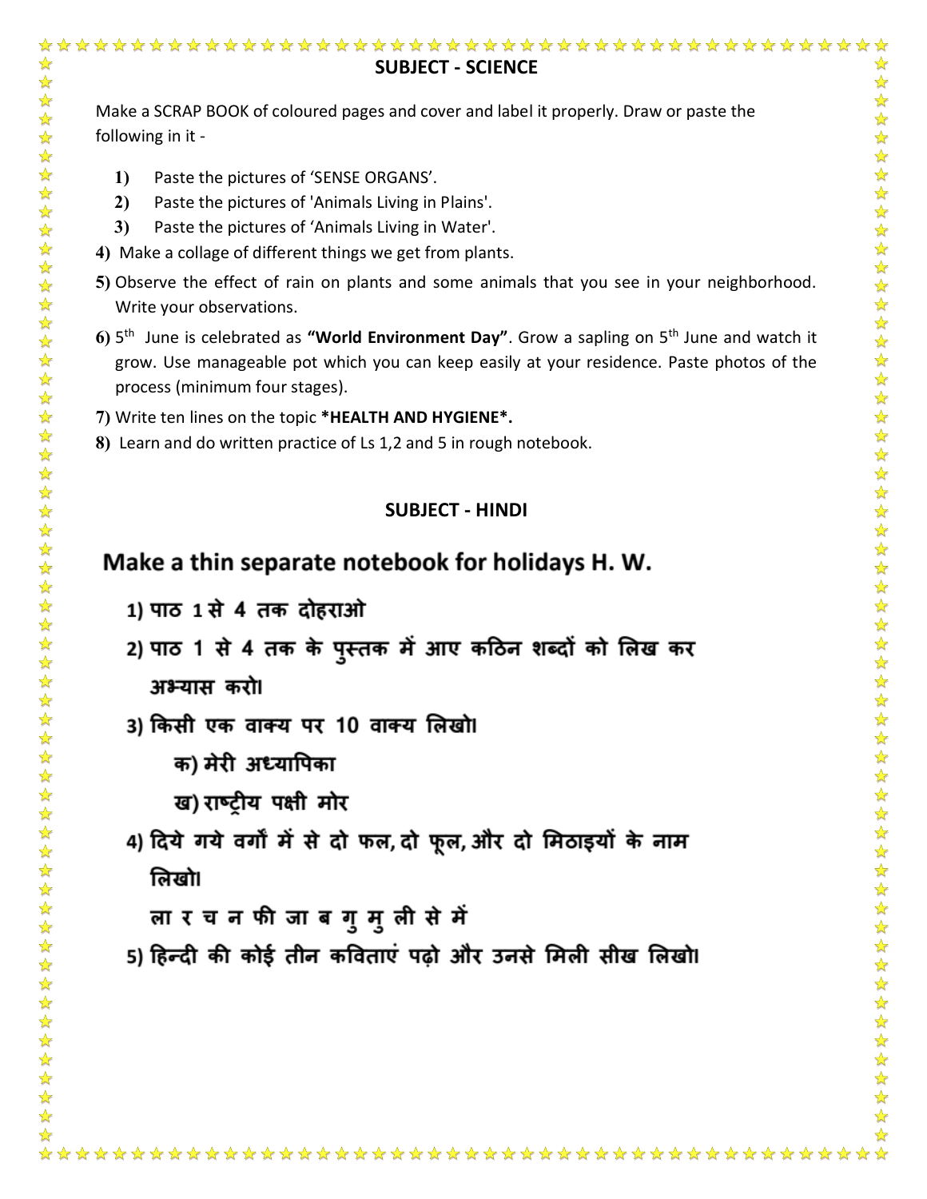## SUBJECT - SCIENCE

Make a SCRAP BOOK of coloured pages and cover and label it properly. Draw or paste the following in it -

1) Paste the pictures of 'SENSE ORGANS'.
2) Paste the pictures of 'Animals Living in Plains'.
3) Paste the pictures of 'Animals Living in Water'.
4) Make a collage of different things we get from plants.
5) Observe the effect of rain on plants and some animals that you see in your neighborhood. Write your observations.
6) 5th June is celebrated as **"World Environment Day"**. Grow a sapling on 5th June and watch it grow. Use manageable pot which you can keep easily at your residence. Paste photos of the process (minimum four stages).
7) Write ten lines on the topic ***HEALTH AND HYGIENE*.**
8) Learn and do written practice of Ls 1,2 and 5 in rough notebook.

## SUBJECT - HINDI

**Make a thin separate notebook for holidays H. W.**

1) पाठ 1 से 4 तक दोहराओ
2) पाठ 1 से 4 तक के पुस्तक में आए कठिन शब्दों को लिख कर अभ्यास करो।
3) किसी एक वाक्य पर 10 वाक्य लिखो।
   - क) मेरी अध्यापिका
   - ख) राष्ट्रीय पक्षी मोर
4) दिये गये वर्गों में से दो फल, दो फूल, और दो मिठाइयों के नाम लिखो।

   ला र च न फी जा ब गु मु ली से में
5) हिन्दी की कोई तीन कविताएं पढ़ो और उनसे मिली सीख लिखो।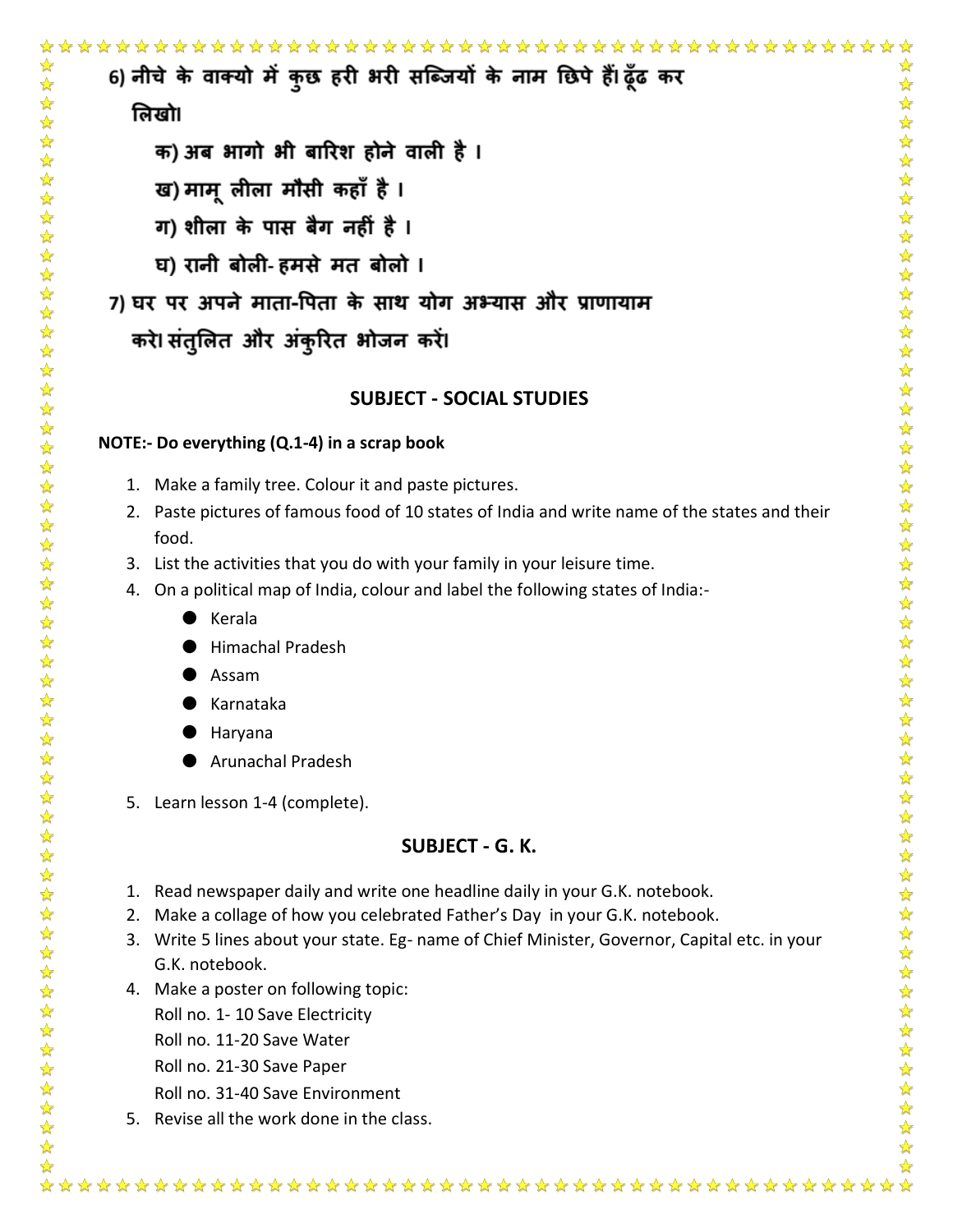6) नीचे के वाक्यो में कुछ हरी भरी सब्जियों के नाम छिपे हैं। ढूँढ कर लिखो।

क) अब भागो भी बारिश होने वाली है ।

ख) मामू लीला मौसी कहाँ है ।

ग) शीला के पास बैग नहीं है ।

घ) रानी बोली- हमसे मत बोलो ।

7) घर पर अपने माता-पिता के साथ योग अभ्यास और प्राणायाम करे। संतुलित और अंकुरित भोजन करें।

## SUBJECT - SOCIAL STUDIES

**NOTE:- Do everything (Q.1-4) in a scrap book**

1. Make a family tree. Colour it and paste pictures.
2. Paste pictures of famous food of 10 states of India and write name of the states and their food.
3. List the activities that you do with your family in your leisure time.
4. On a political map of India, colour and label the following states of India:-
   - Kerala
   - Himachal Pradesh
   - Assam
   - Karnataka
   - Haryana
   - Arunachal Pradesh
5. Learn lesson 1-4 (complete).

## SUBJECT - G. K.

1. Read newspaper daily and write one headline daily in your G.K. notebook.
2. Make a collage of how you celebrated Father's Day in your G.K. notebook.
3. Write 5 lines about your state. Eg- name of Chief Minister, Governor, Capital etc. in your G.K. notebook.
4. Make a poster on following topic:
   Roll no. 1- 10 Save Electricity
   Roll no. 11-20 Save Water
   Roll no. 21-30 Save Paper
   Roll no. 31-40 Save Environment
5. Revise all the work done in the class.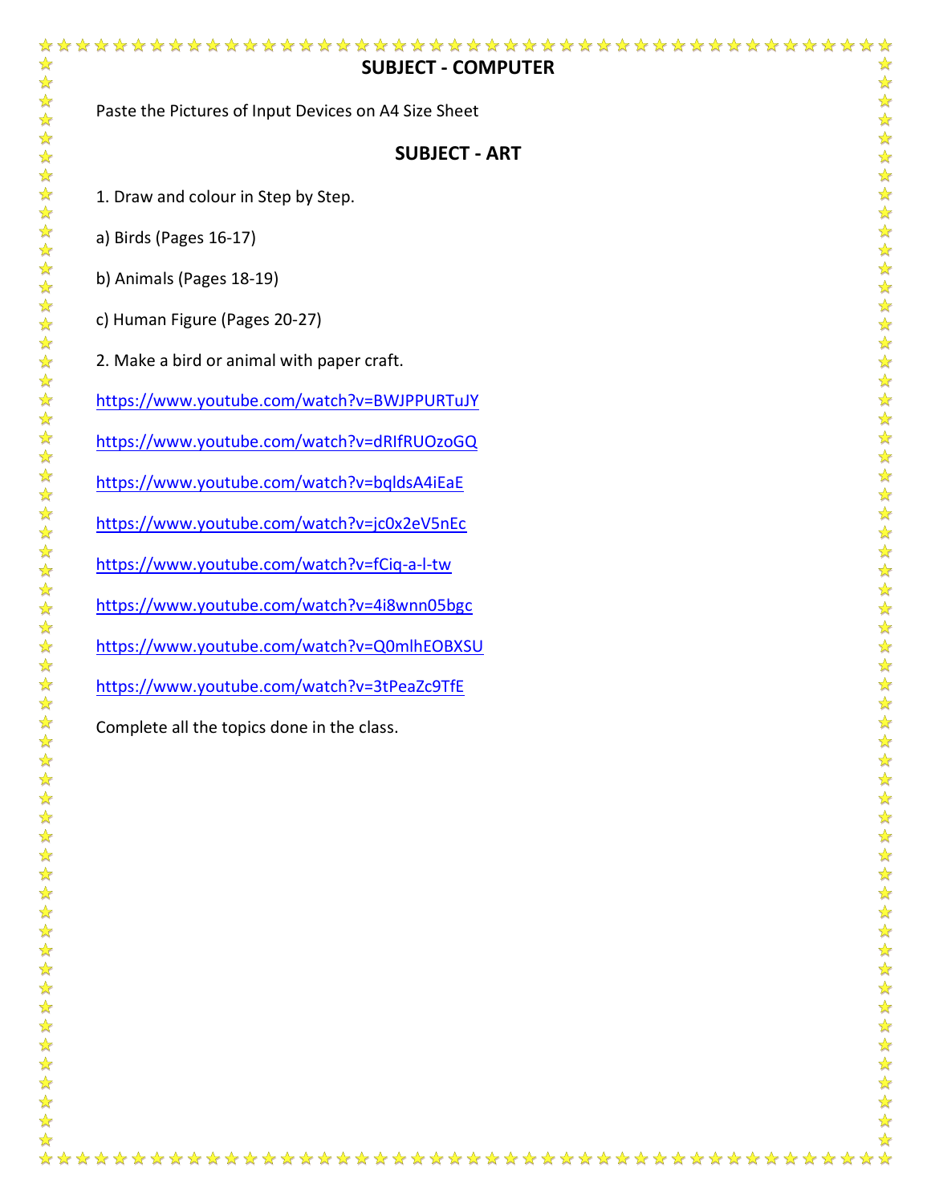## SUBJECT - COMPUTER

Paste the Pictures of Input Devices on A4 Size Sheet

## SUBJECT - ART

1. Draw and colour in Step by Step.

a) Birds (Pages 16-17)

b) Animals (Pages 18-19)

c) Human Figure (Pages 20-27)

2. Make a bird or animal with paper craft.

https://www.youtube.com/watch?v=BWJPPURTuJY

https://www.youtube.com/watch?v=dRIfRUOzoGQ

https://www.youtube.com/watch?v=bqldsA4iEaE

https://www.youtube.com/watch?v=jc0x2eV5nEc

https://www.youtube.com/watch?v=fCiq-a-l-tw

https://www.youtube.com/watch?v=4i8wnn05bgc

https://www.youtube.com/watch?v=Q0mlhEOBXSU

https://www.youtube.com/watch?v=3tPeaZc9TfE

Complete all the topics done in the class.